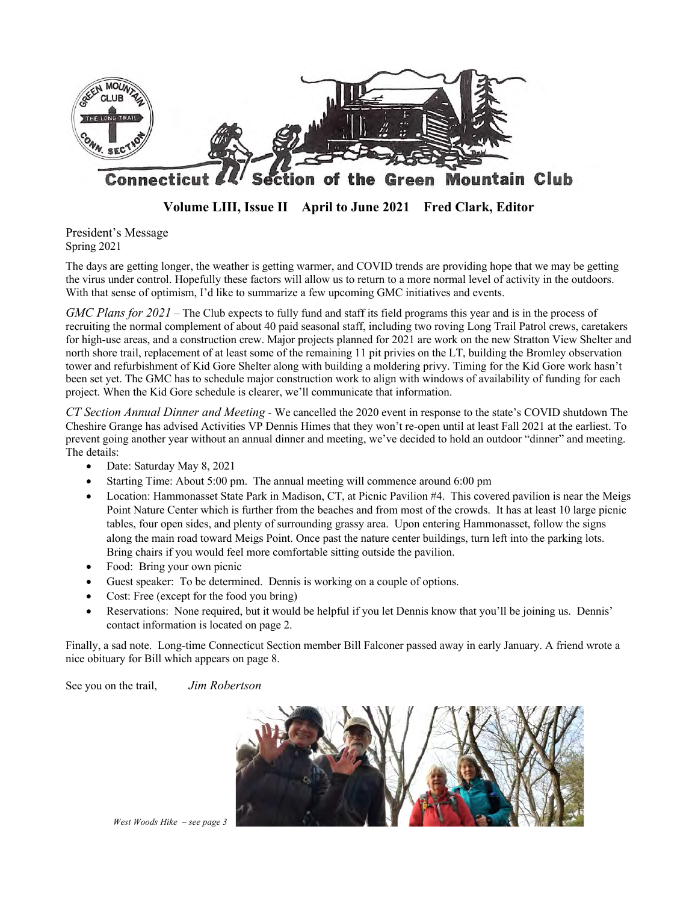# Connecticut Section of the Green Mountain Club

**Volume LIII, Issue II April to June 2021 Fred Clark, Editor**

## President's Message

Spring 2021

The days are getting longer, the weather is getting warmer, and COVID trends are providing hope that we may be getting the virus under control. Hopefully these factors will allow us to return to a more normal level of activity in the outdoors. With that sense of optimism, I'd like to summarize a few upcoming GMC initiatives and events.

*GMC Plans for 2021* – The Club expects to fully fund and staff its field programs this year and is in the process of recruiting the normal complement of about 40 paid seasonal staff, including two roving Long Trail Patrol crews, caretakers for high-use areas, and a construction crew. Major projects planned for 2021 are work on the new Stratton View Shelter and north shore trail, replacement of at least some of the remaining 11 pit privies on the LT, building the Bromley observation tower and refurbishment of Kid Gore Shelter along with building a moldering privy. Timing for the Kid Gore work hasn't been set yet. The GMC has to schedule major construction work to align with windows of availability of funding for each project. When the Kid Gore schedule is clearer, we'll communicate that information.

*CT Section Annual Dinner and Meeting* - We cancelled the 2020 event in response to the state's COVID shutdown The Cheshire Grange has advised Activities VP Dennis Himes that they won't re-open until at least Fall 2021 at the earliest. To prevent going another year without an annual dinner and meeting, we've decided to hold an outdoor "dinner" and meeting. The details:

- Date: Saturday May 8, 2021
- Starting Time: About 5:00 pm. The annual meeting will commence around 6:00 pm
- Location: Hammonasset State Park in Madison, CT, at Picnic Pavilion #4. This covered pavilion is near the Meigs Point Nature Center which is further from the beaches and from most of the crowds. It has at least 10 large picnic tables, four open sides, and plenty of surrounding grassy area. Upon entering Hammonasset, follow the signs along the main road toward Meigs Point. Once past the nature center buildings, turn left into the parking lots. Bring chairs if you would feel more comfortable sitting outside the pavilion.
- Food: Bring your own picnic
- Guest speaker: To be determined. Dennis is working on a couple of options.
- Cost: Free (except for the food you bring)
- Reservations: None required, but it would be helpful if you let Dennis know that you'll be joining us. Dennis' contact information is located on page 2.

Finally, a sad note. Long-time Connecticut Section member Bill Falconer passed away in early January. A friend wrote a nice obituary for Bill which appears on page 8.

See you on the trail, *Jim Robertson*

*West Woods Hike – see page 3*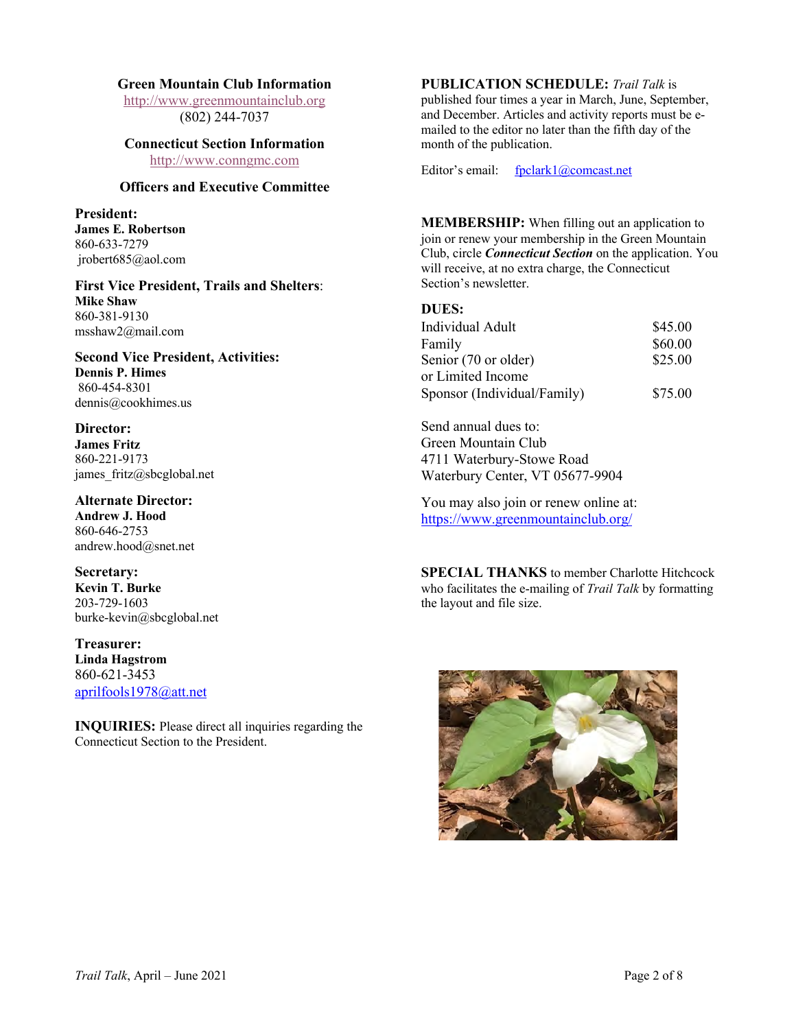## Green Mountain Club Information

http://www.greenmountainclub.org
(802) 244-7037

## Connecticut Section Information

http://www.conngmc.com

## Officers and Executive Committee

**President:**
**James E. Robertson**
860-633-7279
jrobert685@aol.com

**First Vice President, Trails and Shelters:**
**Mike Shaw**
860-381-9130
msshaw2@mail.com

**Second Vice President, Activities:**
**Dennis P. Himes**
860-454-8301
dennis@cookhimes.us

**Director:**
**James Fritz**
860-221-9173
james_fritz@sbcglobal.net

**Alternate Director:**
**Andrew J. Hood**
860-646-2753
andrew.hood@snet.net

**Secretary:**
**Kevin T. Burke**
203-729-1603
burke-kevin@sbcglobal.net

**Treasurer:**
**Linda Hagstrom**
860-621-3453
aprilfools1978@att.net

**INQUIRIES:** Please direct all inquiries regarding the Connecticut Section to the President.

**PUBLICATION SCHEDULE:** *Trail Talk* is published four times a year in March, June, September, and December. Articles and activity reports must be e-mailed to the editor no later than the fifth day of the month of the publication.

Editor's email: fpclark1@comcast.net

**MEMBERSHIP:** When filling out an application to join or renew your membership in the Green Mountain Club, circle ***Connecticut Section*** on the application. You will receive, at no extra charge, the Connecticut Section's newsletter.

**DUES:**

| | |
|---|---|
| Individual Adult | $45.00 |
| Family | $60.00 |
| Senior (70 or older) or Limited Income | $25.00 |
| Sponsor (Individual/Family) | $75.00 |

Send annual dues to:
Green Mountain Club
4711 Waterbury-Stowe Road
Waterbury Center, VT 05677-9904

You may also join or renew online at:
https://www.greenmountainclub.org/

**SPECIAL THANKS** to member Charlotte Hitchcock who facilitates the e-mailing of *Trail Talk* by formatting the layout and file size.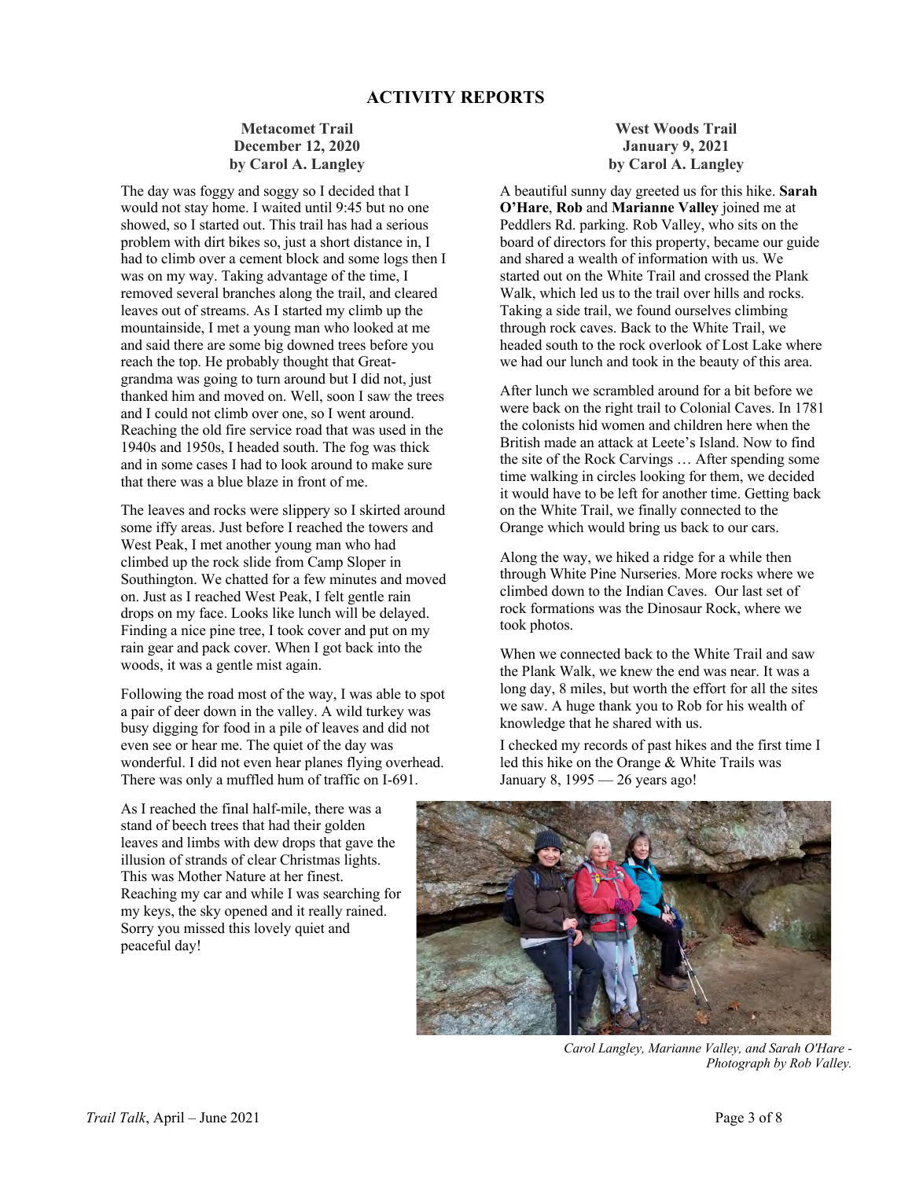# ACTIVITY REPORTS

## Metacomet Trail
**December 12, 2020**
**by Carol A. Langley**

The day was foggy and soggy so I decided that I would not stay home. I waited until 9:45 but no one showed, so I started out. This trail has had a serious problem with dirt bikes so, just a short distance in, I had to climb over a cement block and some logs then I was on my way. Taking advantage of the time, I removed several branches along the trail, and cleared leaves out of streams. As I started my climb up the mountainside, I met a young man who looked at me and said there are some big downed trees before you reach the top. He probably thought that Great-grandma was going to turn around but I did not, just thanked him and moved on. Well, soon I saw the trees and I could not climb over one, so I went around. Reaching the old fire service road that was used in the 1940s and 1950s, I headed south. The fog was thick and in some cases I had to look around to make sure that there was a blue blaze in front of me.

The leaves and rocks were slippery so I skirted around some iffy areas. Just before I reached the towers and West Peak, I met another young man who had climbed up the rock slide from Camp Sloper in Southington. We chatted for a few minutes and moved on. Just as I reached West Peak, I felt gentle rain drops on my face. Looks like lunch will be delayed. Finding a nice pine tree, I took cover and put on my rain gear and pack cover. When I got back into the woods, it was a gentle mist again.

Following the road most of the way, I was able to spot a pair of deer down in the valley. A wild turkey was busy digging for food in a pile of leaves and did not even see or hear me. The quiet of the day was wonderful. I did not even hear planes flying overhead. There was only a muffled hum of traffic on I-691.

As I reached the final half-mile, there was a stand of beech trees that had their golden leaves and limbs with dew drops that gave the illusion of strands of clear Christmas lights. This was Mother Nature at her finest. Reaching my car and while I was searching for my keys, the sky opened and it really rained. Sorry you missed this lovely quiet and peaceful day!

## West Woods Trail
**January 9, 2021**
**by Carol A. Langley**

A beautiful sunny day greeted us for this hike. **Sarah O'Hare**, **Rob** and **Marianne Valley** joined me at Peddlers Rd. parking. Rob Valley, who sits on the board of directors for this property, became our guide and shared a wealth of information with us. We started out on the White Trail and crossed the Plank Walk, which led us to the trail over hills and rocks. Taking a side trail, we found ourselves climbing through rock caves. Back to the White Trail, we headed south to the rock overlook of Lost Lake where we had our lunch and took in the beauty of this area.

After lunch we scrambled around for a bit before we were back on the right trail to Colonial Caves. In 1781 the colonists hid women and children here when the British made an attack at Leete's Island. Now to find the site of the Rock Carvings … After spending some time walking in circles looking for them, we decided it would have to be left for another time. Getting back on the White Trail, we finally connected to the Orange which would bring us back to our cars.

Along the way, we hiked a ridge for a while then through White Pine Nurseries. More rocks where we climbed down to the Indian Caves. Our last set of rock formations was the Dinosaur Rock, where we took photos.

When we connected back to the White Trail and saw the Plank Walk, we knew the end was near. It was a long day, 8 miles, but worth the effort for all the sites we saw. A huge thank you to Rob for his wealth of knowledge that he shared with us.

I checked my records of past hikes and the first time I led this hike on the Orange & White Trails was January 8, 1995 — 26 years ago!

*Carol Langley, Marianne Valley, and Sarah O'Hare - Photograph by Rob Valley.*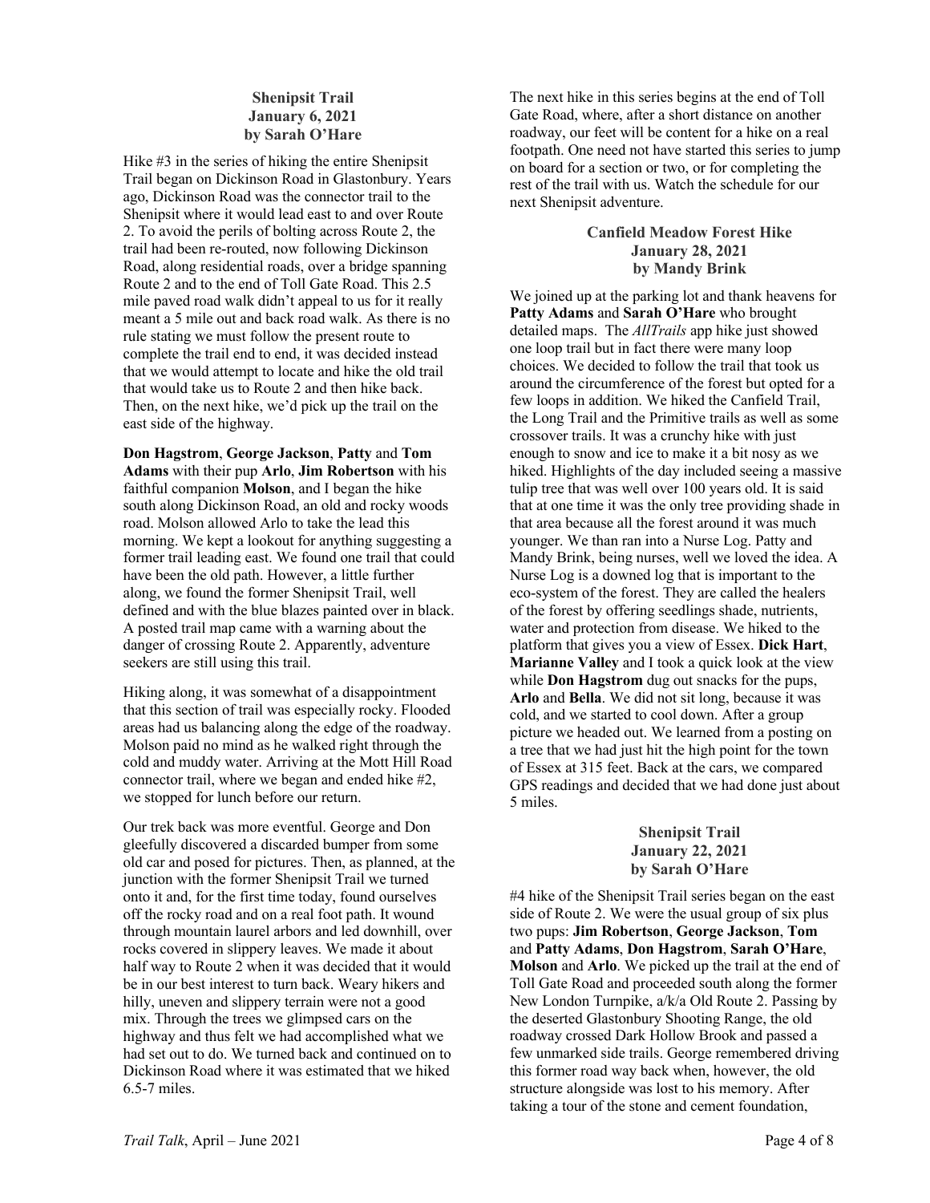### Shenipsit Trail
**January 6, 2021**
**by Sarah O'Hare**

Hike #3 in the series of hiking the entire Shenipsit Trail began on Dickinson Road in Glastonbury. Years ago, Dickinson Road was the connector trail to the Shenipsit where it would lead east to and over Route 2. To avoid the perils of bolting across Route 2, the trail had been re-routed, now following Dickinson Road, along residential roads, over a bridge spanning Route 2 and to the end of Toll Gate Road. This 2.5 mile paved road walk didn't appeal to us for it really meant a 5 mile out and back road walk. As there is no rule stating we must follow the present route to complete the trail end to end, it was decided instead that we would attempt to locate and hike the old trail that would take us to Route 2 and then hike back. Then, on the next hike, we'd pick up the trail on the east side of the highway.

**Don Hagstrom**, **George Jackson**, **Patty** and **Tom Adams** with their pup **Arlo**, **Jim Robertson** with his faithful companion **Molson**, and I began the hike south along Dickinson Road, an old and rocky woods road. Molson allowed Arlo to take the lead this morning. We kept a lookout for anything suggesting a former trail leading east. We found one trail that could have been the old path. However, a little further along, we found the former Shenipsit Trail, well defined and with the blue blazes painted over in black. A posted trail map came with a warning about the danger of crossing Route 2. Apparently, adventure seekers are still using this trail.

Hiking along, it was somewhat of a disappointment that this section of trail was especially rocky. Flooded areas had us balancing along the edge of the roadway. Molson paid no mind as he walked right through the cold and muddy water. Arriving at the Mott Hill Road connector trail, where we began and ended hike #2, we stopped for lunch before our return.

Our trek back was more eventful. George and Don gleefully discovered a discarded bumper from some old car and posed for pictures. Then, as planned, at the junction with the former Shenipsit Trail we turned onto it and, for the first time today, found ourselves off the rocky road and on a real foot path. It wound through mountain laurel arbors and led downhill, over rocks covered in slippery leaves. We made it about half way to Route 2 when it was decided that it would be in our best interest to turn back. Weary hikers and hilly, uneven and slippery terrain were not a good mix. Through the trees we glimpsed cars on the highway and thus felt we had accomplished what we had set out to do. We turned back and continued on to Dickinson Road where it was estimated that we hiked 6.5-7 miles.

The next hike in this series begins at the end of Toll Gate Road, where, after a short distance on another roadway, our feet will be content for a hike on a real footpath. One need not have started this series to jump on board for a section or two, or for completing the rest of the trail with us. Watch the schedule for our next Shenipsit adventure.

### Canfield Meadow Forest Hike
**January 28, 2021**
**by Mandy Brink**

We joined up at the parking lot and thank heavens for **Patty Adams** and **Sarah O'Hare** who brought detailed maps. The *AllTrails* app hike just showed one loop trail but in fact there were many loop choices. We decided to follow the trail that took us around the circumference of the forest but opted for a few loops in addition. We hiked the Canfield Trail, the Long Trail and the Primitive trails as well as some crossover trails. It was a crunchy hike with just enough to snow and ice to make it a bit nosy as we hiked. Highlights of the day included seeing a massive tulip tree that was well over 100 years old. It is said that at one time it was the only tree providing shade in that area because all the forest around it was much younger. We than ran into a Nurse Log. Patty and Mandy Brink, being nurses, well we loved the idea. A Nurse Log is a downed log that is important to the eco-system of the forest. They are called the healers of the forest by offering seedlings shade, nutrients, water and protection from disease. We hiked to the platform that gives you a view of Essex. **Dick Hart**, **Marianne Valley** and I took a quick look at the view while **Don Hagstrom** dug out snacks for the pups, **Arlo** and **Bella**. We did not sit long, because it was cold, and we started to cool down. After a group picture we headed out. We learned from a posting on a tree that we had just hit the high point for the town of Essex at 315 feet. Back at the cars, we compared GPS readings and decided that we had done just about 5 miles.

### Shenipsit Trail
**January 22, 2021**
**by Sarah O'Hare**

#4 hike of the Shenipsit Trail series began on the east side of Route 2. We were the usual group of six plus two pups: **Jim Robertson**, **George Jackson**, **Tom** and **Patty Adams**, **Don Hagstrom**, **Sarah O'Hare**, **Molson** and **Arlo**. We picked up the trail at the end of Toll Gate Road and proceeded south along the former New London Turnpike, a/k/a Old Route 2. Passing by the deserted Glastonbury Shooting Range, the old roadway crossed Dark Hollow Brook and passed a few unmarked side trails. George remembered driving this former road way back when, however, the old structure alongside was lost to his memory. After taking a tour of the stone and cement foundation,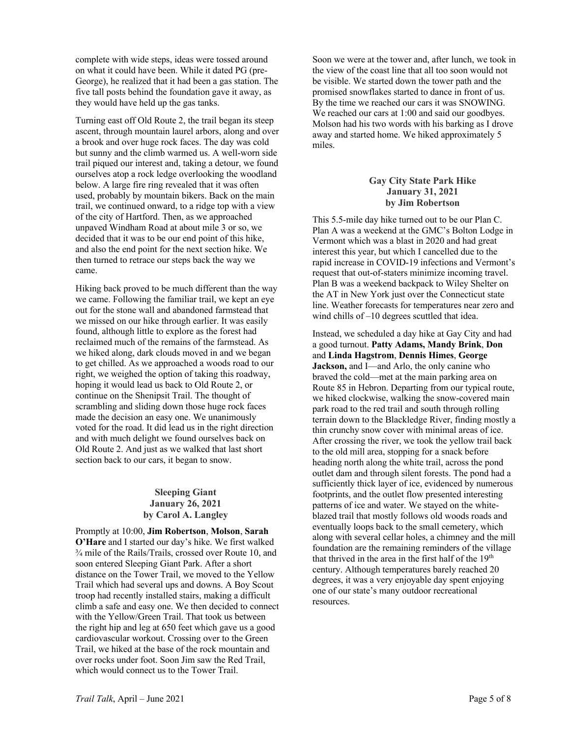complete with wide steps, ideas were tossed around on what it could have been. While it dated PG (pre-George), he realized that it had been a gas station. The five tall posts behind the foundation gave it away, as they would have held up the gas tanks.

Turning east off Old Route 2, the trail began its steep ascent, through mountain laurel arbors, along and over a brook and over huge rock faces. The day was cold but sunny and the climb warmed us. A well-worn side trail piqued our interest and, taking a detour, we found ourselves atop a rock ledge overlooking the woodland below. A large fire ring revealed that it was often used, probably by mountain bikers. Back on the main trail, we continued onward, to a ridge top with a view of the city of Hartford. Then, as we approached unpaved Windham Road at about mile 3 or so, we decided that it was to be our end point of this hike, and also the end point for the next section hike. We then turned to retrace our steps back the way we came.

Hiking back proved to be much different than the way we came. Following the familiar trail, we kept an eye out for the stone wall and abandoned farmstead that we missed on our hike through earlier. It was easily found, although little to explore as the forest had reclaimed much of the remains of the farmstead. As we hiked along, dark clouds moved in and we began to get chilled. As we approached a woods road to our right, we weighed the option of taking this roadway, hoping it would lead us back to Old Route 2, or continue on the Shenipsit Trail. The thought of scrambling and sliding down those huge rock faces made the decision an easy one. We unanimously voted for the road. It did lead us in the right direction and with much delight we found ourselves back on Old Route 2. And just as we walked that last short section back to our cars, it began to snow.

### Sleeping Giant
### January 26, 2021
### by Carol A. Langley

Promptly at 10:00, **Jim Robertson**, **Molson**, **Sarah O'Hare** and I started our day's hike. We first walked ¾ mile of the Rails/Trails, crossed over Route 10, and soon entered Sleeping Giant Park. After a short distance on the Tower Trail, we moved to the Yellow Trail which had several ups and downs. A Boy Scout troop had recently installed stairs, making a difficult climb a safe and easy one. We then decided to connect with the Yellow/Green Trail. That took us between the right hip and leg at 650 feet which gave us a good cardiovascular workout. Crossing over to the Green Trail, we hiked at the base of the rock mountain and over rocks under foot. Soon Jim saw the Red Trail, which would connect us to the Tower Trail.

Soon we were at the tower and, after lunch, we took in the view of the coast line that all too soon would not be visible. We started down the tower path and the promised snowflakes started to dance in front of us. By the time we reached our cars it was SNOWING. We reached our cars at 1:00 and said our goodbyes. Molson had his two words with his barking as I drove away and started home. We hiked approximately 5 miles.

### Gay City State Park Hike
### January 31, 2021
### by Jim Robertson

This 5.5-mile day hike turned out to be our Plan C. Plan A was a weekend at the GMC's Bolton Lodge in Vermont which was a blast in 2020 and had great interest this year, but which I cancelled due to the rapid increase in COVID-19 infections and Vermont's request that out-of-staters minimize incoming travel. Plan B was a weekend backpack to Wiley Shelter on the AT in New York just over the Connecticut state line. Weather forecasts for temperatures near zero and wind chills of –10 degrees scuttled that idea.

Instead, we scheduled a day hike at Gay City and had a good turnout. **Patty Adams, Mandy Brink**, **Don** and **Linda Hagstrom**, **Dennis Himes**, **George Jackson,** and I—and Arlo, the only canine who braved the cold—met at the main parking area on Route 85 in Hebron. Departing from our typical route, we hiked clockwise, walking the snow-covered main park road to the red trail and south through rolling terrain down to the Blackledge River, finding mostly a thin crunchy snow cover with minimal areas of ice. After crossing the river, we took the yellow trail back to the old mill area, stopping for a snack before heading north along the white trail, across the pond outlet dam and through silent forests. The pond had a sufficiently thick layer of ice, evidenced by numerous footprints, and the outlet flow presented interesting patterns of ice and water. We stayed on the white-blazed trail that mostly follows old woods roads and eventually loops back to the small cemetery, which along with several cellar holes, a chimney and the mill foundation are the remaining reminders of the village that thrived in the area in the first half of the 19th century. Although temperatures barely reached 20 degrees, it was a very enjoyable day spent enjoying one of our state's many outdoor recreational resources.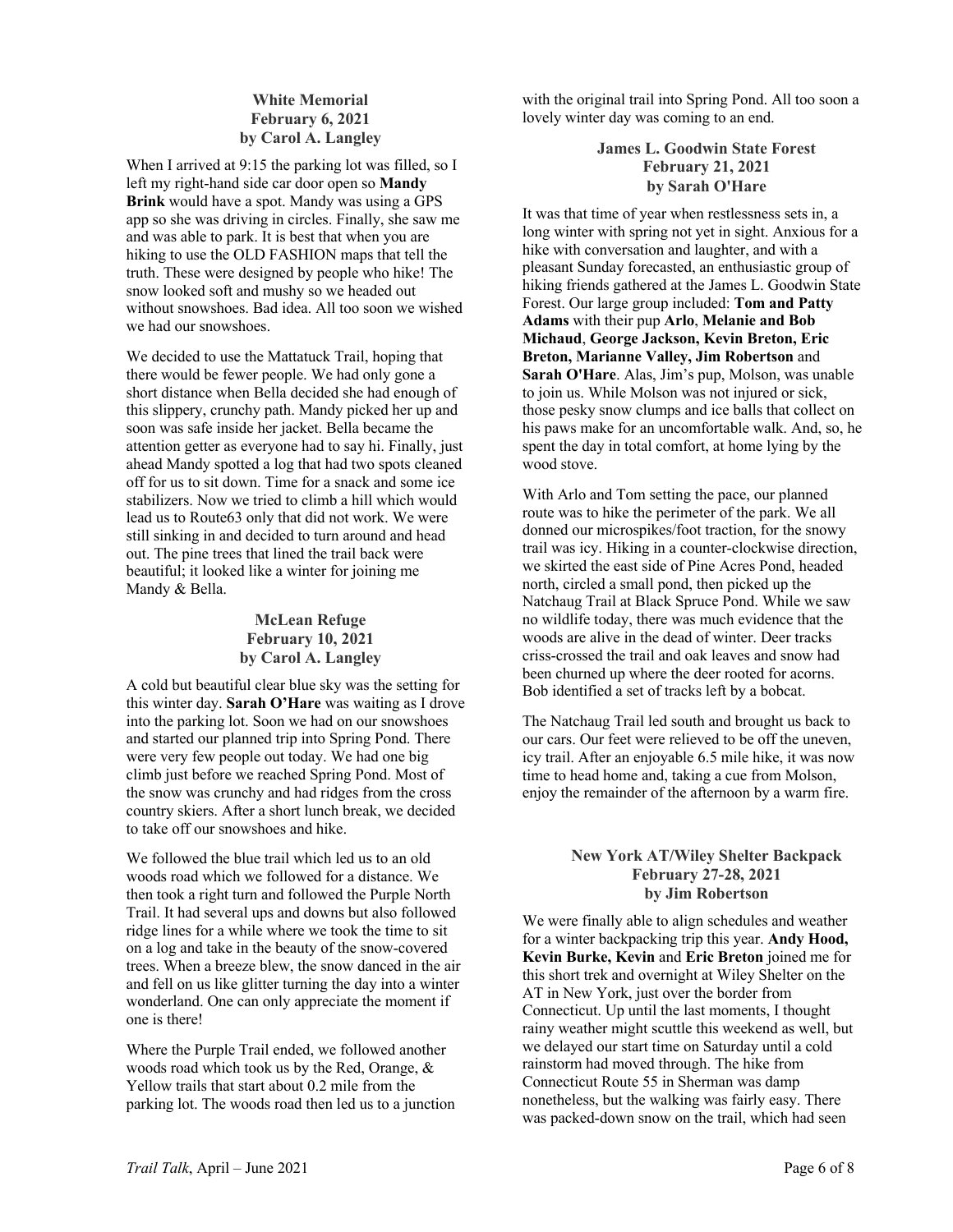### White Memorial
### February 6, 2021
### by Carol A. Langley

When I arrived at 9:15 the parking lot was filled, so I left my right-hand side car door open so **Mandy Brink** would have a spot. Mandy was using a GPS app so she was driving in circles. Finally, she saw me and was able to park. It is best that when you are hiking to use the OLD FASHION maps that tell the truth. These were designed by people who hike! The snow looked soft and mushy so we headed out without snowshoes. Bad idea. All too soon we wished we had our snowshoes.

We decided to use the Mattatuck Trail, hoping that there would be fewer people. We had only gone a short distance when Bella decided she had enough of this slippery, crunchy path. Mandy picked her up and soon was safe inside her jacket. Bella became the attention getter as everyone had to say hi. Finally, just ahead Mandy spotted a log that had two spots cleaned off for us to sit down. Time for a snack and some ice stabilizers. Now we tried to climb a hill which would lead us to Route63 only that did not work. We were still sinking in and decided to turn around and head out. The pine trees that lined the trail back were beautiful; it looked like a winter for joining me Mandy & Bella.

### McLean Refuge
### February 10, 2021
### by Carol A. Langley

A cold but beautiful clear blue sky was the setting for this winter day. **Sarah O'Hare** was waiting as I drove into the parking lot. Soon we had on our snowshoes and started our planned trip into Spring Pond. There were very few people out today. We had one big climb just before we reached Spring Pond. Most of the snow was crunchy and had ridges from the cross country skiers. After a short lunch break, we decided to take off our snowshoes and hike.

We followed the blue trail which led us to an old woods road which we followed for a distance. We then took a right turn and followed the Purple North Trail. It had several ups and downs but also followed ridge lines for a while where we took the time to sit on a log and take in the beauty of the snow-covered trees. When a breeze blew, the snow danced in the air and fell on us like glitter turning the day into a winter wonderland. One can only appreciate the moment if one is there!

Where the Purple Trail ended, we followed another woods road which took us by the Red, Orange, & Yellow trails that start about 0.2 mile from the parking lot. The woods road then led us to a junction with the original trail into Spring Pond. All too soon a lovely winter day was coming to an end.

### James L. Goodwin State Forest
### February 21, 2021
### by Sarah O'Hare

It was that time of year when restlessness sets in, a long winter with spring not yet in sight. Anxious for a hike with conversation and laughter, and with a pleasant Sunday forecasted, an enthusiastic group of hiking friends gathered at the James L. Goodwin State Forest. Our large group included: **Tom and Patty Adams** with their pup **Arlo**, **Melanie and Bob Michaud**, **George Jackson, Kevin Breton, Eric Breton, Marianne Valley, Jim Robertson** and **Sarah O'Hare**. Alas, Jim's pup, Molson, was unable to join us. While Molson was not injured or sick, those pesky snow clumps and ice balls that collect on his paws make for an uncomfortable walk. And, so, he spent the day in total comfort, at home lying by the wood stove.

With Arlo and Tom setting the pace, our planned route was to hike the perimeter of the park. We all donned our microspikes/foot traction, for the snowy trail was icy. Hiking in a counter-clockwise direction, we skirted the east side of Pine Acres Pond, headed north, circled a small pond, then picked up the Natchaug Trail at Black Spruce Pond. While we saw no wildlife today, there was much evidence that the woods are alive in the dead of winter. Deer tracks criss-crossed the trail and oak leaves and snow had been churned up where the deer rooted for acorns. Bob identified a set of tracks left by a bobcat.

The Natchaug Trail led south and brought us back to our cars. Our feet were relieved to be off the uneven, icy trail. After an enjoyable 6.5 mile hike, it was now time to head home and, taking a cue from Molson, enjoy the remainder of the afternoon by a warm fire.

### New York AT/Wiley Shelter Backpack
### February 27-28, 2021
### by Jim Robertson

We were finally able to align schedules and weather for a winter backpacking trip this year. **Andy Hood, Kevin Burke, Kevin** and **Eric Breton** joined me for this short trek and overnight at Wiley Shelter on the AT in New York, just over the border from Connecticut. Up until the last moments, I thought rainy weather might scuttle this weekend as well, but we delayed our start time on Saturday until a cold rainstorm had moved through. The hike from Connecticut Route 55 in Sherman was damp nonetheless, but the walking was fairly easy. There was packed-down snow on the trail, which had seen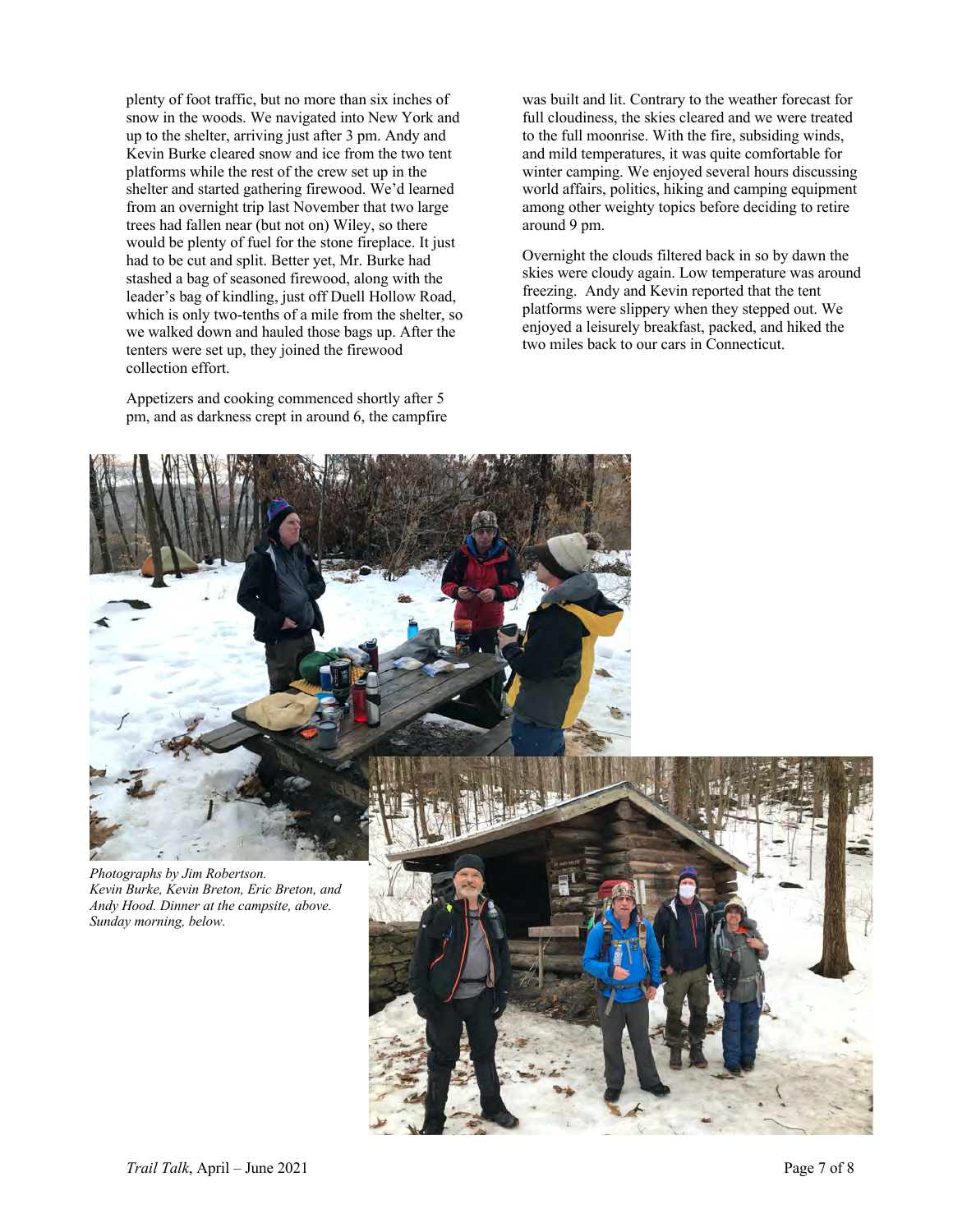plenty of foot traffic, but no more than six inches of snow in the woods. We navigated into New York and up to the shelter, arriving just after 3 pm. Andy and Kevin Burke cleared snow and ice from the two tent platforms while the rest of the crew set up in the shelter and started gathering firewood. We'd learned from an overnight trip last November that two large trees had fallen near (but not on) Wiley, so there would be plenty of fuel for the stone fireplace. It just had to be cut and split. Better yet, Mr. Burke had stashed a bag of seasoned firewood, along with the leader's bag of kindling, just off Duell Hollow Road, which is only two-tenths of a mile from the shelter, so we walked down and hauled those bags up. After the tenters were set up, they joined the firewood collection effort.

Appetizers and cooking commenced shortly after 5 pm, and as darkness crept in around 6, the campfire was built and lit. Contrary to the weather forecast for full cloudiness, the skies cleared and we were treated to the full moonrise. With the fire, subsiding winds, and mild temperatures, it was quite comfortable for winter camping. We enjoyed several hours discussing world affairs, politics, hiking and camping equipment among other weighty topics before deciding to retire around 9 pm.

Overnight the clouds filtered back in so by dawn the skies were cloudy again. Low temperature was around freezing. Andy and Kevin reported that the tent platforms were slippery when they stepped out. We enjoyed a leisurely breakfast, packed, and hiked the two miles back to our cars in Connecticut.

*Photographs by Jim Robertson. Kevin Burke, Kevin Breton, Eric Breton, and Andy Hood. Dinner at the campsite, above. Sunday morning, below.*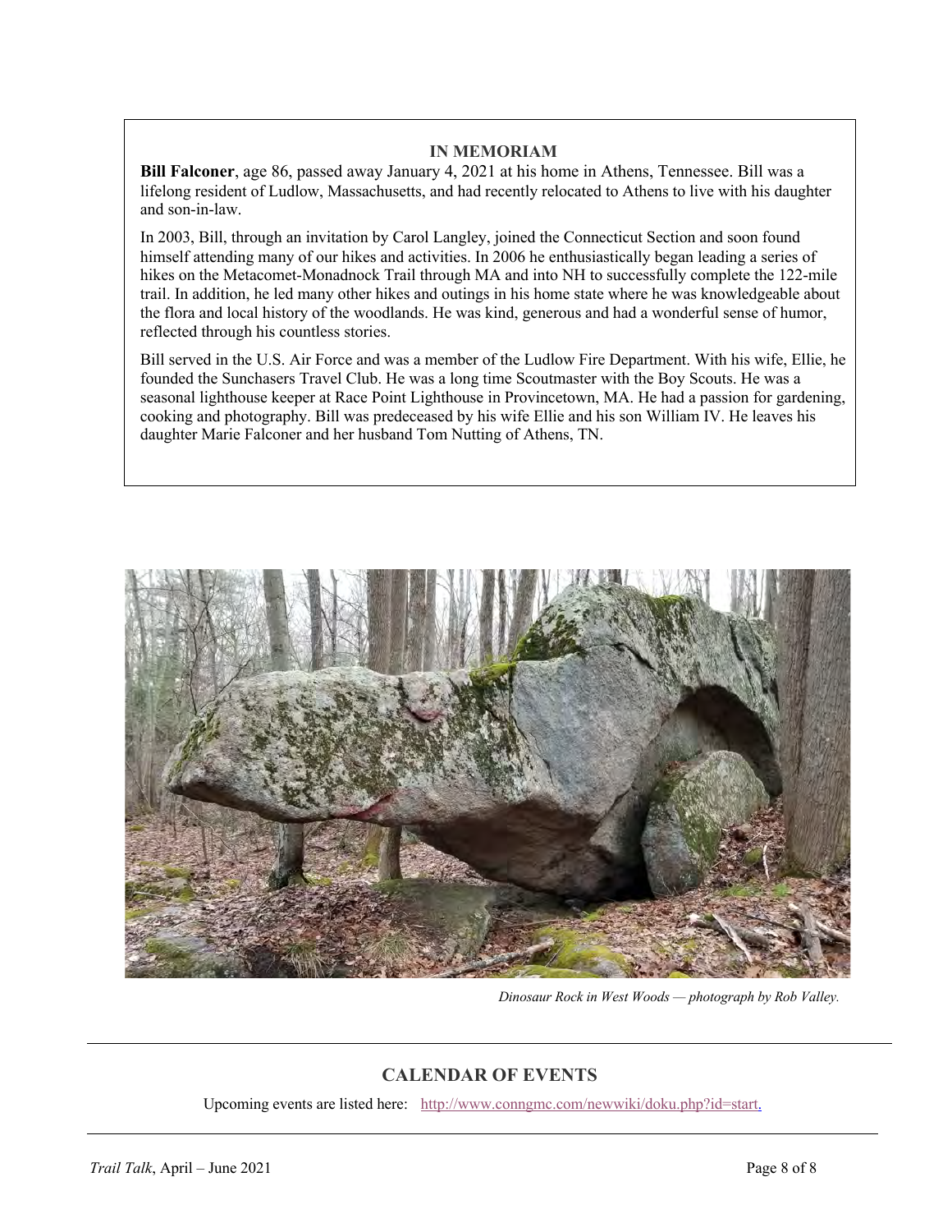## IN MEMORIAM

**Bill Falconer**, age 86, passed away January 4, 2021 at his home in Athens, Tennessee. Bill was a lifelong resident of Ludlow, Massachusetts, and had recently relocated to Athens to live with his daughter and son-in-law.

In 2003, Bill, through an invitation by Carol Langley, joined the Connecticut Section and soon found himself attending many of our hikes and activities. In 2006 he enthusiastically began leading a series of hikes on the Metacomet-Monadnock Trail through MA and into NH to successfully complete the 122-mile trail. In addition, he led many other hikes and outings in his home state where he was knowledgeable about the flora and local history of the woodlands. He was kind, generous and had a wonderful sense of humor, reflected through his countless stories.

Bill served in the U.S. Air Force and was a member of the Ludlow Fire Department. With his wife, Ellie, he founded the Sunchasers Travel Club. He was a long time Scoutmaster with the Boy Scouts. He was a seasonal lighthouse keeper at Race Point Lighthouse in Provincetown, MA. He had a passion for gardening, cooking and photography. Bill was predeceased by his wife Ellie and his son William IV. He leaves his daughter Marie Falconer and her husband Tom Nutting of Athens, TN.

*Dinosaur Rock in West Woods — photograph by Rob Valley.*

## CALENDAR OF EVENTS

Upcoming events are listed here: http://www.conngmc.com/newwiki/doku.php?id=start.